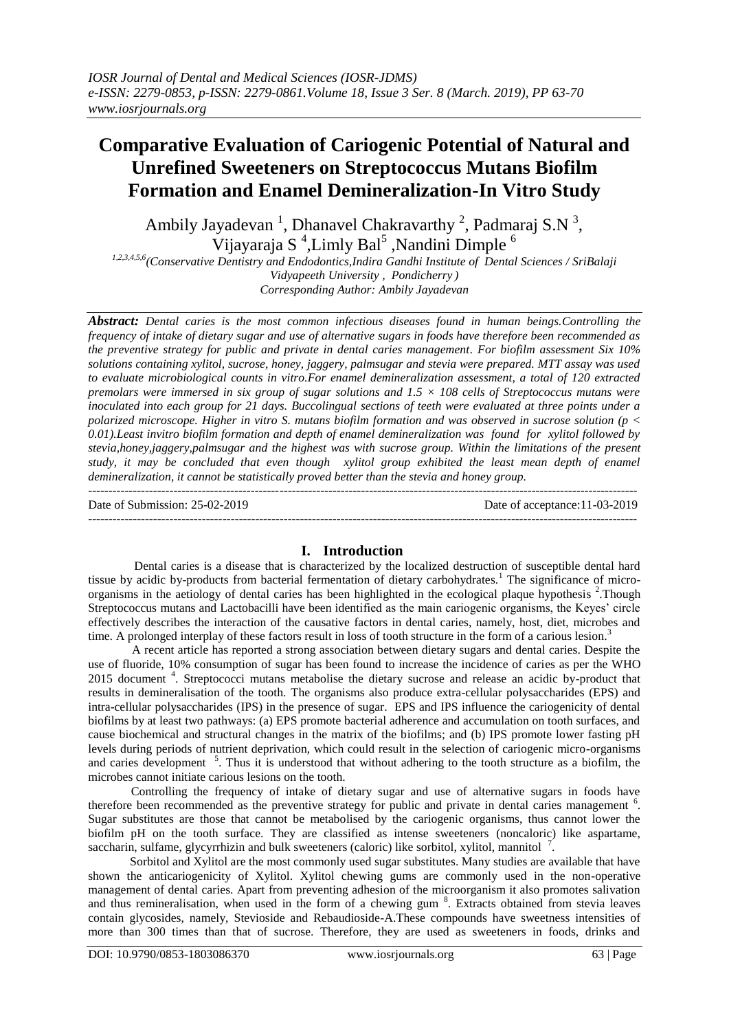# Comparative Evaluation of Cariogenic Potential of Natural and Unrefined Sweeteners on Streptococcus Mutans Biofilm Formation and Enamel Demineralization-In Vitro Study

Ambily Jayadevan [1], Dhanavel Chakravarthy [2], Padmaraj S.N [3], Vijayaraja S [4], Limly Bal [5], Nandini Dimple [6]

[1,2,3,4,5,6](Conservative Dentistry and Endodontics, Indira Gandhi Institute of Dental Sciences / SriBalaji Vidyapeeth University, Pondicherry)

Corresponding Author: Ambily Jayadevan

***Abstract:*** *Dental caries is the most common infectious diseases found in human beings. Controlling the frequency of intake of dietary sugar and use of alternative sugars in foods have therefore been recommended as the preventive strategy for public and private in dental caries management. For biofilm assessment Six 10% solutions containing xylitol, sucrose, honey, jaggery, palmsugar and stevia were prepared. MTT assay was used to evaluate microbiological counts in vitro. For enamel demineralization assessment, a total of 120 extracted premolars were immersed in six group of sugar solutions and $1.5 \times 10^8$ cells of Streptococcus mutans were inoculated into each group for 21 days. Buccolingual sections of teeth were evaluated at three points under a polarized microscope. Higher in vitro S. mutans biofilm formation and was observed in sucrose solution ($p < 0.01$). Least invitro biofilm formation and depth of enamel demineralization was found for xylitol followed by stevia, honey, jaggery, palmsugar and the highest was with sucrose group. Within the limitations of the present study, it may be concluded that even though xylitol group exhibited the least mean depth of enamel demineralization, it cannot be statistically proved better than the stevia and honey group.*

---

Date of Submission: 25-02-2019 Date of acceptance: 11-03-2019

---

## I. Introduction

Dental caries is a disease that is characterized by the localized destruction of susceptible dental hard tissue by acidic by-products from bacterial fermentation of dietary carbohydrates.[1] The significance of micro-organisms in the aetiology of dental caries has been highlighted in the ecological plaque hypothesis [2]. Though Streptococcus mutans and Lactobacilli have been identified as the main cariogenic organisms, the Keyes' circle effectively describes the interaction of the causative factors in dental caries, namely, host, diet, microbes and time. A prolonged interplay of these factors result in loss of tooth structure in the form of a carious lesion.[3]

A recent article has reported a strong association between dietary sugars and dental caries. Despite the use of fluoride, 10% consumption of sugar has been found to increase the incidence of caries as per the WHO 2015 document [4]. Streptococci mutans metabolise the dietary sucrose and release an acidic by-product that results in demineralisation of the tooth. The organisms also produce extra-cellular polysaccharides (EPS) and intra-cellular polysaccharides (IPS) in the presence of sugar. EPS and IPS influence the cariogenicity of dental biofilms by at least two pathways: (a) EPS promote bacterial adherence and accumulation on tooth surfaces, and cause biochemical and structural changes in the matrix of the biofilms; and (b) IPS promote lower fasting pH levels during periods of nutrient deprivation, which could result in the selection of cariogenic micro-organisms and caries development [5]. Thus it is understood that without adhering to the tooth structure as a biofilm, the microbes cannot initiate carious lesions on the tooth.

Controlling the frequency of intake of dietary sugar and use of alternative sugars in foods have therefore been recommended as the preventive strategy for public and private in dental caries management [6]. Sugar substitutes are those that cannot be metabolised by the cariogenic organisms, thus cannot lower the biofilm pH on the tooth surface. They are classified as intense sweeteners (noncaloric) like aspartame, saccharin, sulfame, glycyrrhizin and bulk sweeteners (caloric) like sorbitol, xylitol, mannitol [7].

Sorbitol and Xylitol are the most commonly used sugar substitutes. Many studies are available that have shown the anticariogenicity of Xylitol. Xylitol chewing gums are commonly used in the non-operative management of dental caries. Apart from preventing adhesion of the microorganism it also promotes salivation and thus remineralisation, when used in the form of a chewing gum [8]. Extracts obtained from stevia leaves contain glycosides, namely, Stevioside and Rebaudioside-A. These compounds have sweetness intensities of more than 300 times than that of sucrose. Therefore, they are used as sweeteners in foods, drinks and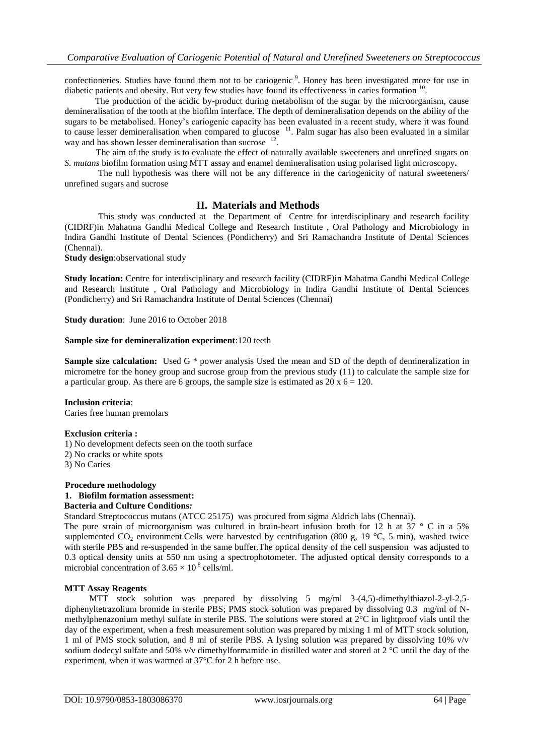confectioneries. Studies have found them not to be cariogenic [9]. Honey has been investigated more for use in diabetic patients and obesity. But very few studies have found its effectiveness in caries formation [10].

The production of the acidic by-product during metabolism of the sugar by the microorganism, cause demineralisation of the tooth at the biofilm interface. The depth of demineralisation depends on the ability of the sugars to be metabolised. Honey's cariogenic capacity has been evaluated in a recent study, where it was found to cause lesser demineralisation when compared to glucose [11]. Palm sugar has also been evaluated in a similar way and has shown lesser demineralisation than sucrose [12].

The aim of the study is to evaluate the effect of naturally available sweeteners and unrefined sugars on *S. mutans* biofilm formation using MTT assay and enamel demineralisation using polarised light microscopy**.**

The null hypothesis was there will not be any difference in the cariogenicity of natural sweeteners/ unrefined sugars and sucrose

## II. Materials and Methods

This study was conducted at the Department of Centre for interdisciplinary and research facility (CIDRF)in Mahatma Gandhi Medical College and Research Institute , Oral Pathology and Microbiology in Indira Gandhi Institute of Dental Sciences (Pondicherry) and Sri Ramachandra Institute of Dental Sciences (Chennai).

**Study design**:observational study

**Study location:** Centre for interdisciplinary and research facility (CIDRF)in Mahatma Gandhi Medical College and Research Institute , Oral Pathology and Microbiology in Indira Gandhi Institute of Dental Sciences (Pondicherry) and Sri Ramachandra Institute of Dental Sciences (Chennai)

**Study duration**: June 2016 to October 2018

**Sample size for demineralization experiment**:120 teeth

**Sample size calculation:** Used G * power analysis Used the mean and SD of the depth of demineralization in micrometre for the honey group and sucrose group from the previous study (11) to calculate the sample size for a particular group. As there are 6 groups, the sample size is estimated as $20 \times 6 = 120$.

**Inclusion criteria**:
Caries free human premolars

**Exclusion criteria :**
1) No development defects seen on the tooth surface
2) No cracks or white spots
3) No Caries

**Procedure methodology**

**1. Biofilm formation assessment:**

**Bacteria and Culture Conditions*:***

Standard Streptococcus mutans (ATCC 25175) was procured from sigma Aldrich labs (Chennai).

The pure strain of microorganism was cultured in brain-heart infusion broth for 12 h at 37 ° C in a 5% supplemented $CO_2$ environment.Cells were harvested by centrifugation (800 g, 19 °C, 5 min), washed twice with sterile PBS and re-suspended in the same buffer.The optical density of the cell suspension was adjusted to 0.3 optical density units at 550 nm using a spectrophotometer. The adjusted optical density corresponds to a microbial concentration of $3.65 \times 10^8$ cells/ml.

**MTT Assay Reagents**

MTT stock solution was prepared by dissolving 5 mg/ml 3-(4,5)-dimethylthiazol-2-yl-2,5-diphenyltetrazolium bromide in sterile PBS; PMS stock solution was prepared by dissolving 0.3 mg/ml of N-methylphenazonium methyl sulfate in sterile PBS. The solutions were stored at 2°C in lightproof vials until the day of the experiment, when a fresh measurement solution was prepared by mixing 1 ml of MTT stock solution, 1 ml of PMS stock solution, and 8 ml of sterile PBS. A lysing solution was prepared by dissolving 10% v/v sodium dodecyl sulfate and 50% v/v dimethylformamide in distilled water and stored at 2 °C until the day of the experiment, when it was warmed at 37°C for 2 h before use.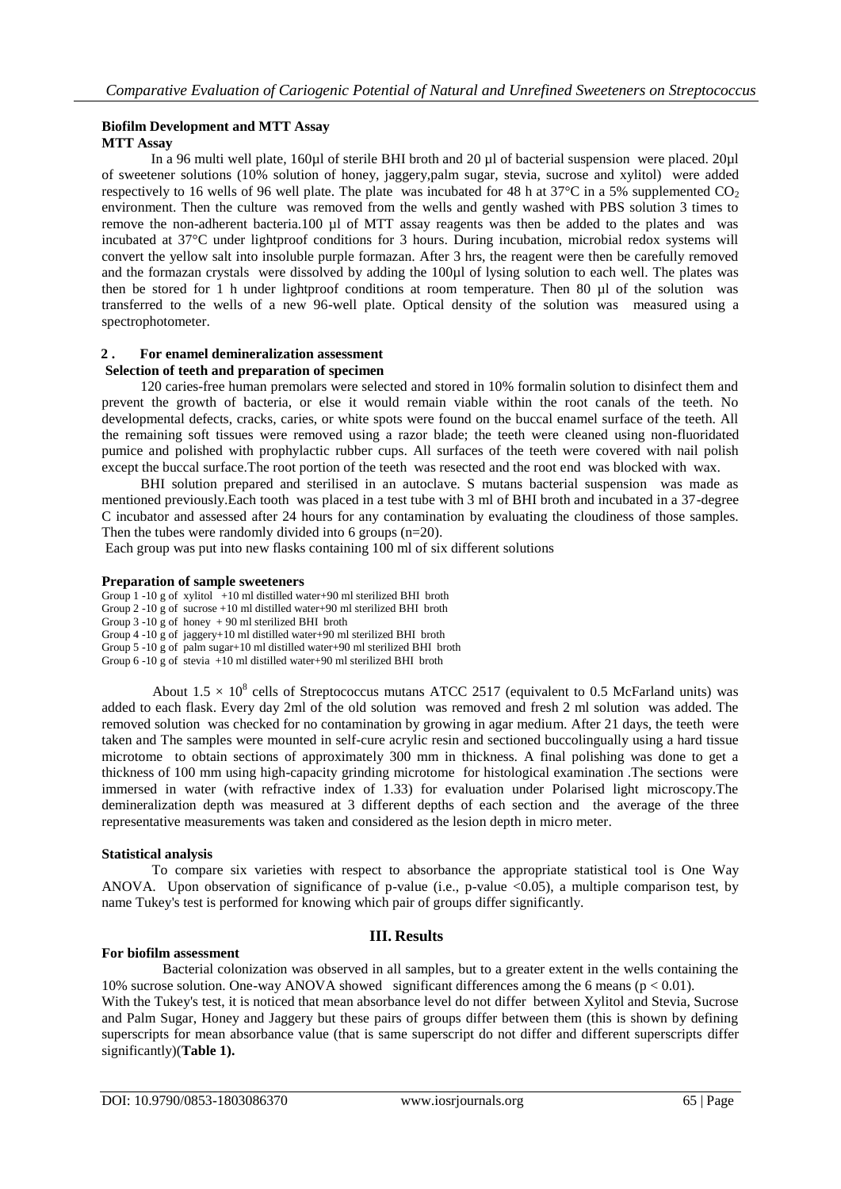### Biofilm Development and MTT Assay

**MTT Assay**

In a 96 multi well plate, 160µl of sterile BHI broth and 20 µl of bacterial suspension were placed. 20µl of sweetener solutions (10% solution of honey, jaggery,palm sugar, stevia, sucrose and xylitol) were added respectively to 16 wells of 96 well plate. The plate was incubated for 48 h at 37°C in a 5% supplemented $CO_2$ environment. Then the culture was removed from the wells and gently washed with PBS solution 3 times to remove the non-adherent bacteria.100 µl of MTT assay reagents was then be added to the plates and was incubated at 37°C under lightproof conditions for 3 hours. During incubation, microbial redox systems will convert the yellow salt into insoluble purple formazan. After 3 hrs, the reagent were then be carefully removed and the formazan crystals were dissolved by adding the 100µl of lysing solution to each well. The plates was then be stored for 1 h under lightproof conditions at room temperature. Then 80 µl of the solution was transferred to the wells of a new 96-well plate. Optical density of the solution was measured using a spectrophotometer.

### 2 . For enamel demineralization assessment

**Selection of teeth and preparation of specimen**

120 caries-free human premolars were selected and stored in 10% formalin solution to disinfect them and prevent the growth of bacteria, or else it would remain viable within the root canals of the teeth. No developmental defects, cracks, caries, or white spots were found on the buccal enamel surface of the teeth. All the remaining soft tissues were removed using a razor blade; the teeth were cleaned using non-fluoridated pumice and polished with prophylactic rubber cups. All surfaces of the teeth were covered with nail polish except the buccal surface.The root portion of the teeth was resected and the root end was blocked with wax.

BHI solution prepared and sterilised in an autoclave. S mutans bacterial suspension was made as mentioned previously.Each tooth was placed in a test tube with 3 ml of BHI broth and incubated in a 37-degree C incubator and assessed after 24 hours for any contamination by evaluating the cloudiness of those samples. Then the tubes were randomly divided into 6 groups (n=20).

Each group was put into new flasks containing 100 ml of six different solutions

**Preparation of sample sweeteners**

Group 1 -10 g of xylitol +10 ml distilled water+90 ml sterilized BHI broth
Group 2 -10 g of sucrose +10 ml distilled water+90 ml sterilized BHI broth
Group 3 -10 g of honey + 90 ml sterilized BHI broth
Group 4 -10 g of jaggery+10 ml distilled water+90 ml sterilized BHI broth
Group 5 -10 g of palm sugar+10 ml distilled water+90 ml sterilized BHI broth
Group 6 -10 g of stevia +10 ml distilled water+90 ml sterilized BHI broth

About $1.5 \times 10^8$ cells of Streptococcus mutans ATCC 2517 (equivalent to 0.5 McFarland units) was added to each flask. Every day 2ml of the old solution was removed and fresh 2 ml solution was added. The removed solution was checked for no contamination by growing in agar medium. After 21 days, the teeth were taken and The samples were mounted in self-cure acrylic resin and sectioned buccolingually using a hard tissue microtome to obtain sections of approximately 300 mm in thickness. A final polishing was done to get a thickness of 100 mm using high-capacity grinding microtome for histological examination .The sections were immersed in water (with refractive index of 1.33) for evaluation under Polarised light microscopy.The demineralization depth was measured at 3 different depths of each section and the average of the three representative measurements was taken and considered as the lesion depth in micro meter.

**Statistical analysis**

To compare six varieties with respect to absorbance the appropriate statistical tool is One Way ANOVA. Upon observation of significance of p-value (i.e., p-value $<0.05$), a multiple comparison test, by name Tukey's test is performed for knowing which pair of groups differ significantly.

## III. Results

**For biofilm assessment**

Bacterial colonization was observed in all samples, but to a greater extent in the wells containing the 10% sucrose solution. One-way ANOVA showed significant differences among the 6 means ($p < 0.01$).

With the Tukey's test, it is noticed that mean absorbance level do not differ between Xylitol and Stevia, Sucrose and Palm Sugar, Honey and Jaggery but these pairs of groups differ between them (this is shown by defining superscripts for mean absorbance value (that is same superscript do not differ and different superscripts differ significantly)(**Table 1).**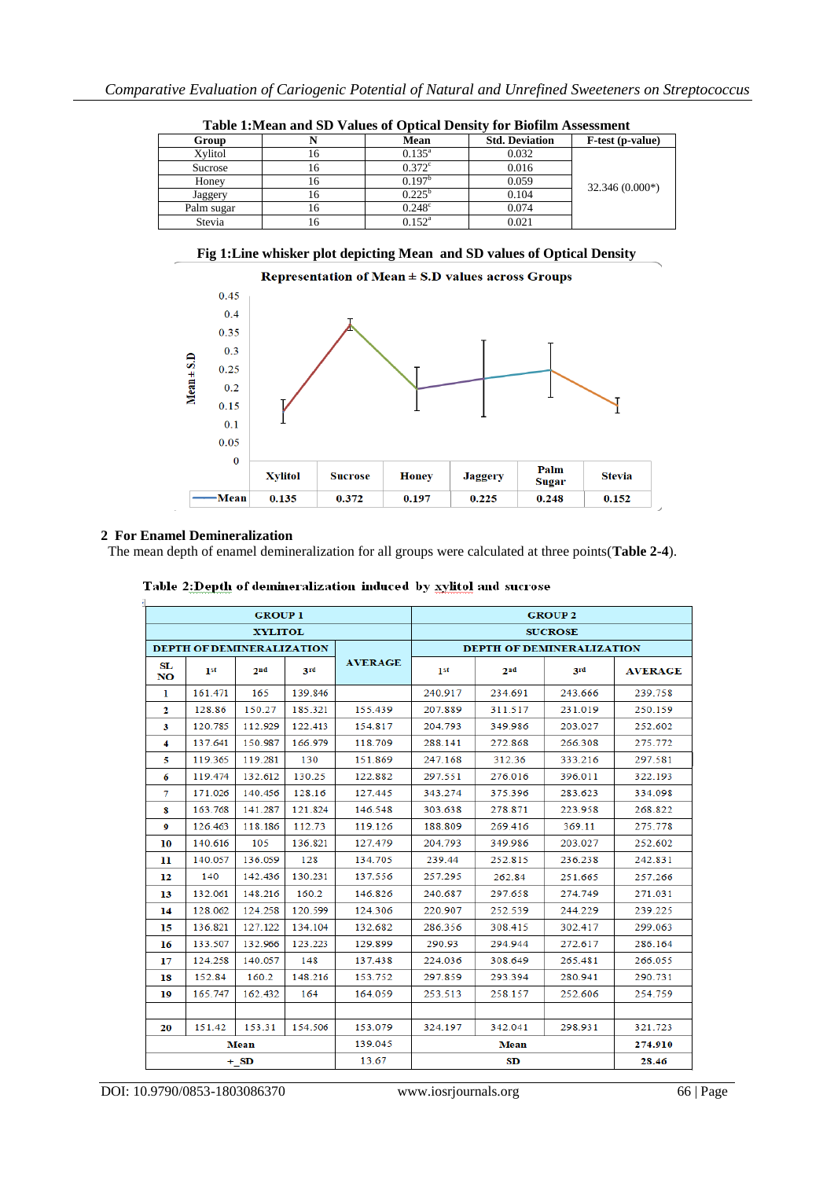**Table 1:Mean and SD Values of Optical Density for Biofilm Assessment**

| Group | N | Mean | Std. Deviation | F-test (p-value) |
|---|---|---|---|---|
| Xylitol | 16 | 0.135[a] | 0.032 | 32.346 (0.000*) |
| Sucrose | 16 | 0.372[c] | 0.016 | |
| Honey | 16 | 0.197[b] | 0.059 | |
| Jaggery | 16 | 0.225[b] | 0.104 | |
| Palm sugar | 16 | 0.248[c] | 0.074 | |
| Stevia | 16 | 0.152[a] | 0.021 | |

**Fig 1:Line whisker plot depicting Mean and SD values of Optical Density**

**Representation of Mean ± S.D values across Groups**

| | Xylitol | Sucrose | Honey | Jaggery | Palm Sugar | Stevia |
|---|---|---|---|---|---|---|
| Mean | 0.135 | 0.372 | 0.197 | 0.225 | 0.248 | 0.152 |

## 2 For Enamel Demineralization

The mean depth of enamel demineralization for all groups were calculated at three points(**Table 2-4**).

**Table 2:Depth of demineralization induced by xylitol and sucrose**

| | GROUP 1 XYLITOL | | | | GROUP 2 SUCROSE | | | |
|---|---|---|---|---|---|---|---|---|
| | DEPTH OF DEMINERALIZATION | | | | DEPTH OF DEMINERALIZATION | | | |
| SL NO | 1st | 2nd | 3rd | AVERAGE | 1st | 2nd | 3rd | AVERAGE |
| 1 | 161.471 | 165 | 139.846 | | 240.917 | 234.691 | 243.666 | 239.758 |
| 2 | 128.86 | 150.27 | 185.321 | 155.439 | 207.889 | 311.517 | 231.019 | 250.159 |
| 3 | 120.785 | 112.929 | 122.413 | 154.817 | 204.793 | 349.986 | 203.027 | 252.602 |
| 4 | 137.641 | 150.987 | 166.979 | 118.709 | 288.141 | 272.868 | 266.308 | 275.772 |
| 5 | 119.365 | 119.281 | 130 | 151.869 | 247.168 | 312.36 | 333.216 | 297.581 |
| 6 | 119.474 | 132.612 | 130.25 | 122.882 | 297.551 | 276.016 | 396.011 | 322.193 |
| 7 | 171.026 | 140.456 | 128.16 | 127.445 | 343.274 | 375.396 | 283.623 | 334.098 |
| 8 | 163.768 | 141.287 | 121.824 | 146.548 | 303.638 | 278.871 | 223.958 | 268.822 |
| 9 | 126.463 | 118.186 | 112.73 | 119.126 | 188.809 | 269.416 | 369.11 | 275.778 |
| 10 | 140.616 | 105 | 136.821 | 127.479 | 204.793 | 349.986 | 203.027 | 252.602 |
| 11 | 140.057 | 136.059 | 128 | 134.705 | 239.44 | 252.815 | 236.238 | 242.831 |
| 12 | 140 | 142.436 | 130.231 | 137.556 | 257.295 | 262.84 | 251.665 | 257.266 |
| 13 | 132.061 | 148.216 | 160.2 | 146.826 | 240.687 | 297.658 | 274.749 | 271.031 |
| 14 | 128.062 | 124.258 | 120.599 | 124.306 | 220.907 | 252.539 | 244.229 | 239.225 |
| 15 | 136.821 | 127.122 | 134.104 | 132.682 | 286.356 | 308.415 | 302.417 | 299.063 |
| 16 | 133.507 | 132.966 | 123.223 | 129.899 | 290.93 | 294.944 | 272.617 | 286.164 |
| 17 | 124.258 | 140.057 | 148 | 137.438 | 224.036 | 308.649 | 265.481 | 266.055 |
| 18 | 152.84 | 160.2 | 148.216 | 153.752 | 297.859 | 293.394 | 280.941 | 290.731 |
| 19 | 165.747 | 162.432 | 164 | 164.059 | 253.513 | 258.157 | 252.606 | 254.759 |
| | | | | | | | | |
| 20 | 151.42 | 153.31 | 154.506 | 153.079 | 324.197 | 342.041 | 298.931 | 321.723 |
| Mean | | | | 139.045 | Mean | | | 274.910 |
| +_SD | | | | 13.67 | SD | | | 28.46 |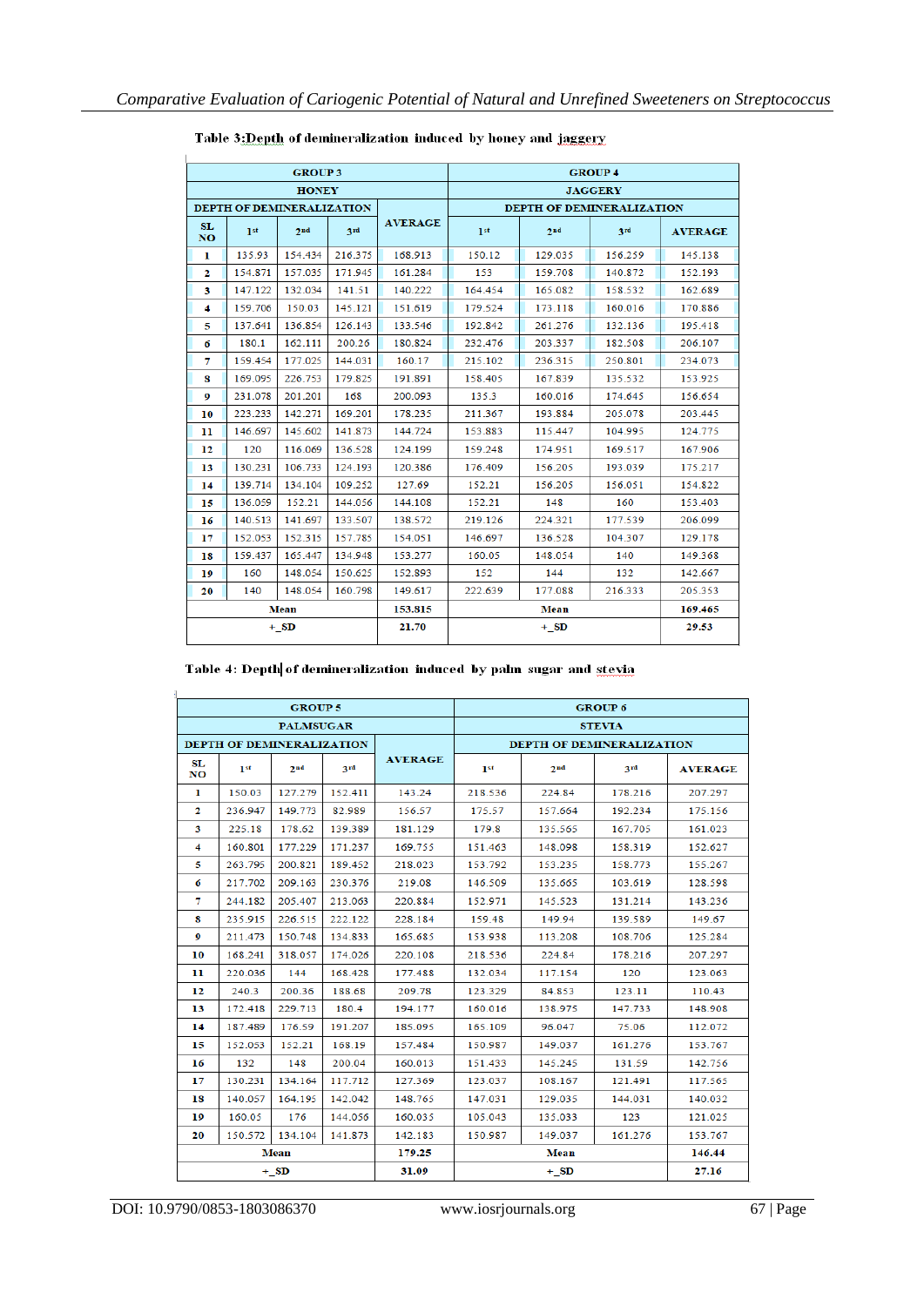Table 3: Depth of demineralization induced by honey and jaggery

| GROUP 3 | | | | | GROUP 4 | | | |
|---|---|---|---|---|---|---|---|---|
| HONEY | | | | | JAGGERY | | | |
| DEPTH OF DEMINERALIZATION | | | | AVERAGE | DEPTH OF DEMINERALIZATION | | | |
| SL NO | 1st | 2nd | 3rd | | 1st | 2nd | 3rd | AVERAGE |
| 1 | 135.93 | 154.434 | 216.375 | 168.913 | 150.12 | 129.035 | 156.259 | 145.138 |
| 2 | 154.871 | 157.035 | 171.945 | 161.284 | 153 | 159.708 | 140.872 | 152.193 |
| 3 | 147.122 | 132.034 | 141.51 | 140.222 | 164.454 | 165.082 | 158.532 | 162.689 |
| 4 | 159.706 | 150.03 | 145.121 | 151.619 | 179.524 | 173.118 | 160.016 | 170.886 |
| 5 | 137.641 | 136.854 | 126.143 | 133.546 | 192.842 | 261.276 | 132.136 | 195.418 |
| 6 | 180.1 | 162.111 | 200.26 | 180.824 | 232.476 | 203.337 | 182.508 | 206.107 |
| 7 | 159.454 | 177.025 | 144.031 | 160.17 | 215.102 | 236.315 | 250.801 | 234.073 |
| 8 | 169.095 | 226.753 | 179.825 | 191.891 | 158.405 | 167.839 | 135.532 | 153.925 |
| 9 | 231.078 | 201.201 | 168 | 200.093 | 135.3 | 160.016 | 174.645 | 156.654 |
| 10 | 223.233 | 142.271 | 169.201 | 178.235 | 211.367 | 193.884 | 205.078 | 203.445 |
| 11 | 146.697 | 145.602 | 141.873 | 144.724 | 153.883 | 115.447 | 104.995 | 124.775 |
| 12 | 120 | 116.069 | 136.528 | 124.199 | 159.248 | 174.951 | 169.517 | 167.906 |
| 13 | 130.231 | 106.733 | 124.193 | 120.386 | 176.409 | 156.205 | 193.039 | 175.217 |
| 14 | 139.714 | 134.104 | 109.252 | 127.69 | 152.21 | 156.205 | 156.051 | 154.822 |
| 15 | 136.059 | 152.21 | 144.056 | 144.108 | 152.21 | 148 | 160 | 153.403 |
| 16 | 140.513 | 141.697 | 133.507 | 138.572 | 219.126 | 224.321 | 177.539 | 206.099 |
| 17 | 152.053 | 152.315 | 157.785 | 154.051 | 146.697 | 136.528 | 104.307 | 129.178 |
| 18 | 159.437 | 165.447 | 134.948 | 153.277 | 160.05 | 148.054 | 140 | 149.368 |
| 19 | 160 | 148.054 | 150.625 | 152.893 | 152 | 144 | 132 | 142.667 |
| 20 | 140 | 148.054 | 160.798 | 149.617 | 222.639 | 177.088 | 216.333 | 205.353 |
| Mean | | | | 153.815 | Mean | | | 169.465 |
| +_SD | | | | 21.70 | +_SD | | | 29.53 |

Table 4: Depth of demineralization induced by palm sugar and stevia

| GROUP 5 | | | | | GROUP 6 | | | |
|---|---|---|---|---|---|---|---|---|
| PALMSUGAR | | | | | STEVIA | | | |
| DEPTH OF DEMINERALIZATION | | | | AVERAGE | DEPTH OF DEMINERALIZATION | | | |
| SL NO | 1st | 2nd | 3rd | | 1st | 2nd | 3rd | AVERAGE |
| 1 | 150.03 | 127.279 | 152.411 | 143.24 | 218.536 | 224.84 | 178.216 | 207.297 |
| 2 | 236.947 | 149.773 | 82.989 | 156.57 | 175.57 | 157.664 | 192.234 | 175.156 |
| 3 | 225.18 | 178.62 | 139.389 | 181.129 | 179.8 | 135.565 | 167.705 | 161.023 |
| 4 | 160.801 | 177.229 | 171.237 | 169.755 | 151.463 | 148.098 | 158.319 | 152.627 |
| 5 | 263.795 | 200.821 | 189.452 | 218.023 | 153.792 | 153.235 | 158.773 | 155.267 |
| 6 | 217.702 | 209.163 | 230.376 | 219.08 | 146.509 | 135.665 | 103.619 | 128.598 |
| 7 | 244.182 | 205.407 | 213.063 | 220.884 | 152.971 | 145.523 | 131.214 | 143.236 |
| 8 | 235.915 | 226.515 | 222.122 | 228.184 | 159.48 | 149.94 | 139.589 | 149.67 |
| 9 | 211.473 | 150.748 | 134.833 | 165.685 | 153.938 | 113.208 | 108.706 | 125.284 |
| 10 | 168.241 | 318.057 | 174.026 | 220.108 | 218.536 | 224.84 | 178.216 | 207.297 |
| 11 | 220.036 | 144 | 168.428 | 177.488 | 132.034 | 117.154 | 120 | 123.063 |
| 12 | 240.3 | 200.36 | 188.68 | 209.78 | 123.329 | 84.853 | 123.11 | 110.43 |
| 13 | 172.418 | 229.713 | 180.4 | 194.177 | 160.016 | 138.975 | 147.733 | 148.908 |
| 14 | 187.489 | 176.59 | 191.207 | 185.095 | 165.109 | 96.047 | 75.06 | 112.072 |
| 15 | 152.053 | 152.21 | 168.19 | 157.484 | 150.987 | 149.037 | 161.276 | 153.767 |
| 16 | 132 | 148 | 200.04 | 160.013 | 151.433 | 145.245 | 131.59 | 142.756 |
| 17 | 130.231 | 134.164 | 117.712 | 127.369 | 123.037 | 108.167 | 121.491 | 117.565 |
| 18 | 140.057 | 164.195 | 142.042 | 148.765 | 147.031 | 129.035 | 144.031 | 140.032 |
| 19 | 160.05 | 176 | 144.056 | 160.035 | 105.043 | 135.033 | 123 | 121.025 |
| 20 | 150.572 | 134.104 | 141.873 | 142.183 | 150.987 | 149.037 | 161.276 | 153.767 |
| Mean | | | | 179.25 | Mean | | | 146.44 |
| +_SD | | | | 31.09 | +_SD | | | 27.16 |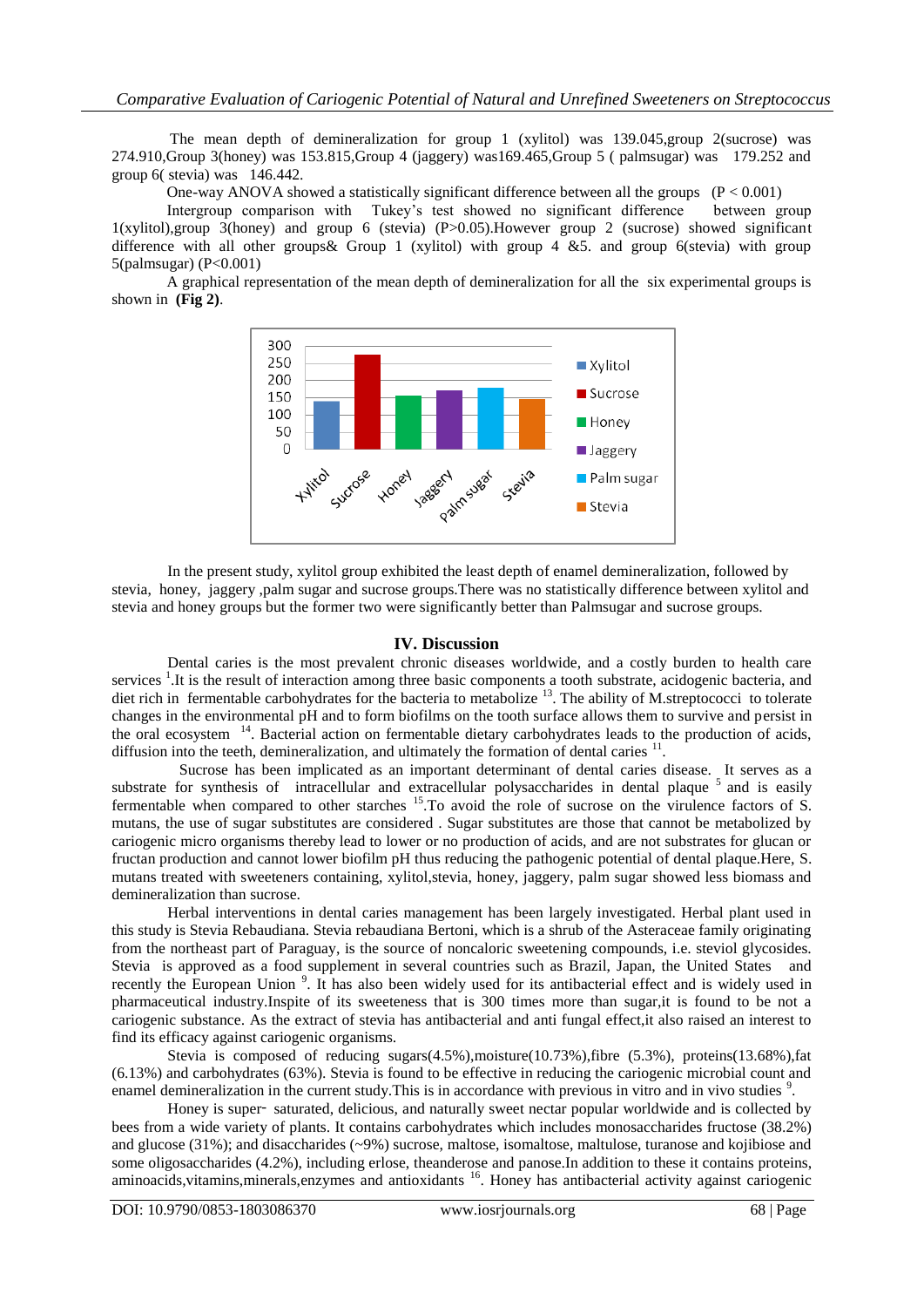The mean depth of demineralization for group 1 (xylitol) was 139.045,group 2(sucrose) was 274.910,Group 3(honey) was 153.815,Group 4 (jaggery) was169.465,Group 5 ( palmsugar) was 179.252 and group 6( stevia) was 146.442.

One-way ANOVA showed a statistically significant difference between all the groups ($P < 0.001$)

Intergroup comparison with Tukey's test showed no significant difference between group 1(xylitol),group 3(honey) and group 6 (stevia) ($P>0.05$).However group 2 (sucrose) showed significant difference with all other groups& Group 1 (xylitol) with group 4 &5. and group 6(stevia) with group 5(palmsugar) ($P<0.001$)

A graphical representation of the mean depth of demineralization for all the six experimental groups is shown in **(Fig 2)**.

In the present study, xylitol group exhibited the least depth of enamel demineralization, followed by stevia, honey, jaggery ,palm sugar and sucrose groups.There was no statistically difference between xylitol and stevia and honey groups but the former two were significantly better than Palmsugar and sucrose groups.

## IV. Discussion

Dental caries is the most prevalent chronic diseases worldwide, and a costly burden to health care services [1].It is the result of interaction among three basic components a tooth substrate, acidogenic bacteria, and diet rich in fermentable carbohydrates for the bacteria to metabolize [13]. The ability of M.streptococci to tolerate changes in the environmental pH and to form biofilms on the tooth surface allows them to survive and persist in the oral ecosystem [14]. Bacterial action on fermentable dietary carbohydrates leads to the production of acids, diffusion into the teeth, demineralization, and ultimately the formation of dental caries [11].

Sucrose has been implicated as an important determinant of dental caries disease. It serves as a substrate for synthesis of intracellular and extracellular polysaccharides in dental plaque [5] and is easily fermentable when compared to other starches [15].To avoid the role of sucrose on the virulence factors of S. mutans, the use of sugar substitutes are considered . Sugar substitutes are those that cannot be metabolized by cariogenic micro organisms thereby lead to lower or no production of acids, and are not substrates for glucan or fructan production and cannot lower biofilm pH thus reducing the pathogenic potential of dental plaque.Here, S. mutans treated with sweeteners containing, xylitol,stevia, honey, jaggery, palm sugar showed less biomass and demineralization than sucrose.

Herbal interventions in dental caries management has been largely investigated. Herbal plant used in this study is Stevia Rebaudiana. Stevia rebaudiana Bertoni, which is a shrub of the Asteraceae family originating from the northeast part of Paraguay, is the source of noncaloric sweetening compounds, i.e. steviol glycosides. Stevia is approved as a food supplement in several countries such as Brazil, Japan, the United States and recently the European Union [9]. It has also been widely used for its antibacterial effect and is widely used in pharmaceutical industry.Inspite of its sweeteness that is 300 times more than sugar,it is found to be not a cariogenic substance. As the extract of stevia has antibacterial and anti fungal effect,it also raised an interest to find its efficacy against cariogenic organisms.

Stevia is composed of reducing sugars(4.5%),moisture(10.73%),fibre (5.3%), proteins(13.68%),fat (6.13%) and carbohydrates (63%). Stevia is found to be effective in reducing the cariogenic microbial count and enamel demineralization in the current study.This is in accordance with previous in vitro and in vivo studies [9].

Honey is super‑ saturated, delicious, and naturally sweet nectar popular worldwide and is collected by bees from a wide variety of plants. It contains carbohydrates which includes monosaccharides fructose (38.2%) and glucose (31%); and disaccharides (~9%) sucrose, maltose, isomaltose, maltulose, turanose and kojibiose and some oligosaccharides (4.2%), including erlose, theanderose and panose.In addition to these it contains proteins, aminoacids,vitamins,minerals,enzymes and antioxidants [16]. Honey has antibacterial activity against cariogenic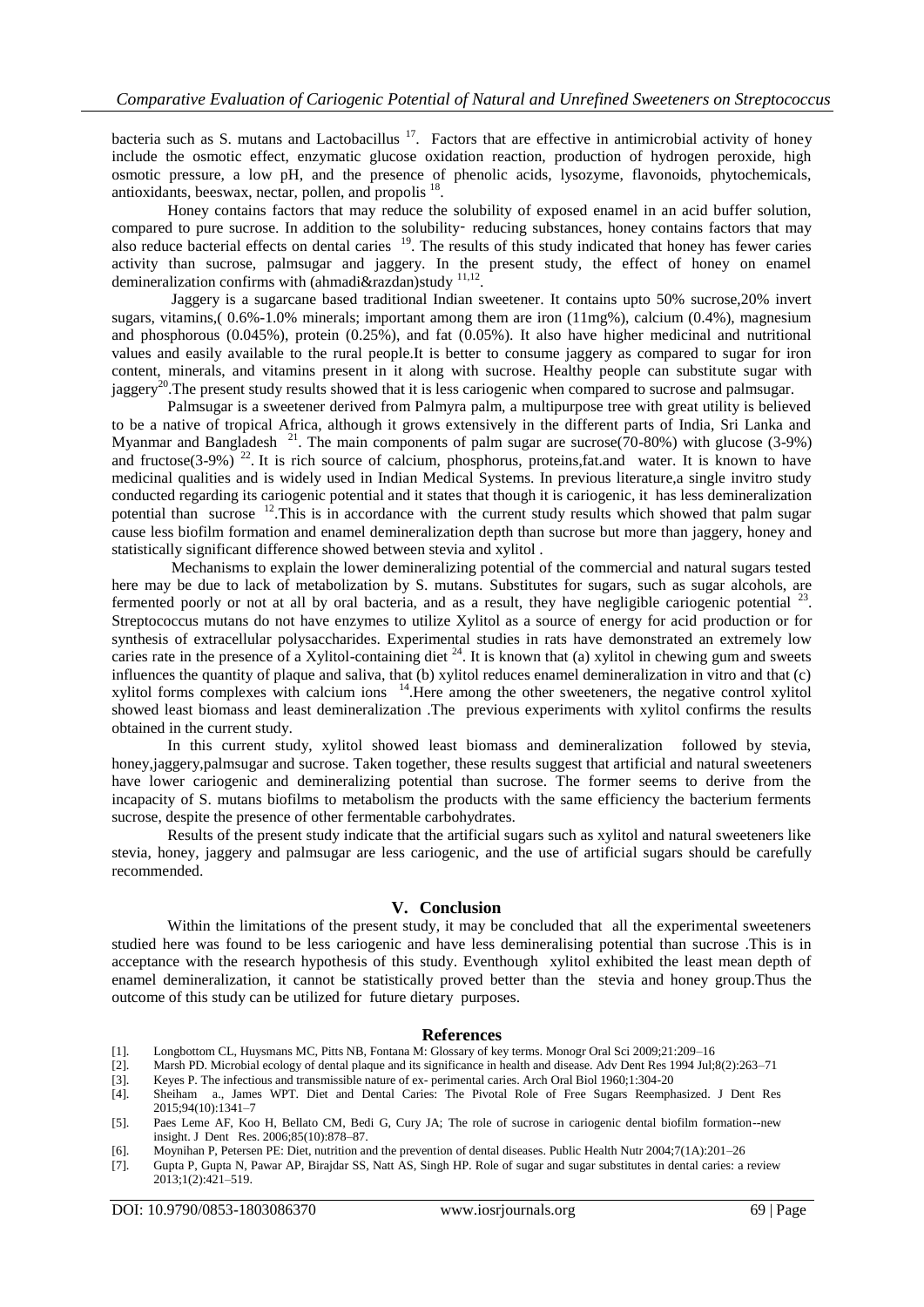bacteria such as S. mutans and Lactobacillus [17]. Factors that are effective in antimicrobial activity of honey include the osmotic effect, enzymatic glucose oxidation reaction, production of hydrogen peroxide, high osmotic pressure, a low pH, and the presence of phenolic acids, lysozyme, flavonoids, phytochemicals, antioxidants, beeswax, nectar, pollen, and propolis [18].

Honey contains factors that may reduce the solubility of exposed enamel in an acid buffer solution, compared to pure sucrose. In addition to the solubility- reducing substances, honey contains factors that may also reduce bacterial effects on dental caries [19]. The results of this study indicated that honey has fewer caries activity than sucrose, palmsugar and jaggery. In the present study, the effect of honey on enamel demineralization confirms with (ahmadi&razdan)study [11,12].

Jaggery is a sugarcane based traditional Indian sweetener. It contains upto 50% sucrose,20% invert sugars, vitamins,( 0.6%-1.0% minerals; important among them are iron (11mg%), calcium (0.4%), magnesium and phosphorous (0.045%), protein (0.25%), and fat (0.05%). It also have higher medicinal and nutritional values and easily available to the rural people.It is better to consume jaggery as compared to sugar for iron content, minerals, and vitamins present in it along with sucrose. Healthy people can substitute sugar with jaggery[20].The present study results showed that it is less cariogenic when compared to sucrose and palmsugar.

Palmsugar is a sweetener derived from Palmyra palm, a multipurpose tree with great utility is believed to be a native of tropical Africa, although it grows extensively in the different parts of India, Sri Lanka and Myanmar and Bangladesh [21]. The main components of palm sugar are sucrose(70-80%) with glucose (3-9%) and fructose(3-9%) [22]. It is rich source of calcium, phosphorus, proteins,fat.and water. It is known to have medicinal qualities and is widely used in Indian Medical Systems. In previous literature,a single invitro study conducted regarding its cariogenic potential and it states that though it is cariogenic, it has less demineralization potential than sucrose [12].This is in accordance with the current study results which showed that palm sugar cause less biofilm formation and enamel demineralization depth than sucrose but more than jaggery, honey and statistically significant difference showed between stevia and xylitol .

Mechanisms to explain the lower demineralizing potential of the commercial and natural sugars tested here may be due to lack of metabolization by S. mutans. Substitutes for sugars, such as sugar alcohols, are fermented poorly or not at all by oral bacteria, and as a result, they have negligible cariogenic potential [23]. Streptococcus mutans do not have enzymes to utilize Xylitol as a source of energy for acid production or for synthesis of extracellular polysaccharides. Experimental studies in rats have demonstrated an extremely low caries rate in the presence of a Xylitol-containing diet [24]. It is known that (a) xylitol in chewing gum and sweets influences the quantity of plaque and saliva, that (b) xylitol reduces enamel demineralization in vitro and that (c) xylitol forms complexes with calcium ions [14].Here among the other sweeteners, the negative control xylitol showed least biomass and least demineralization .The previous experiments with xylitol confirms the results obtained in the current study.

In this current study, xylitol showed least biomass and demineralization followed by stevia, honey,jaggery,palmsugar and sucrose. Taken together, these results suggest that artificial and natural sweeteners have lower cariogenic and demineralizing potential than sucrose. The former seems to derive from the incapacity of S. mutans biofilms to metabolism the products with the same efficiency the bacterium ferments sucrose, despite the presence of other fermentable carbohydrates.

Results of the present study indicate that the artificial sugars such as xylitol and natural sweeteners like stevia, honey, jaggery and palmsugar are less cariogenic, and the use of artificial sugars should be carefully recommended.

## V. Conclusion

Within the limitations of the present study, it may be concluded that all the experimental sweeteners studied here was found to be less cariogenic and have less demineralising potential than sucrose .This is in acceptance with the research hypothesis of this study. Eventhough xylitol exhibited the least mean depth of enamel demineralization, it cannot be statistically proved better than the stevia and honey group.Thus the outcome of this study can be utilized for future dietary purposes.

## References

[1]. Longbottom CL, Huysmans MC, Pitts NB, Fontana M: Glossary of key terms. Monogr Oral Sci 2009;21:209–16
[2]. Marsh PD. Microbial ecology of dental plaque and its significance in health and disease. Adv Dent Res 1994 Jul;8(2):263–71
[3]. Keyes P. The infectious and transmissible nature of ex- perimental caries. Arch Oral Biol 1960;1:304-20
[4]. Sheiham a., James WPT. Diet and Dental Caries: The Pivotal Role of Free Sugars Reemphasized. J Dent Res 2015;94(10):1341–7
[5]. Paes Leme AF, Koo H, Bellato CM, Bedi G, Cury JA; The role of sucrose in cariogenic dental biofilm formation--new insight. J Dent Res. 2006;85(10):878–87.
[6]. Moynihan P, Petersen PE: Diet, nutrition and the prevention of dental diseases. Public Health Nutr 2004;7(1A):201–26
[7]. Gupta P, Gupta N, Pawar AP, Birajdar SS, Natt AS, Singh HP. Role of sugar and sugar substitutes in dental caries: a review 2013;1(2):421–519.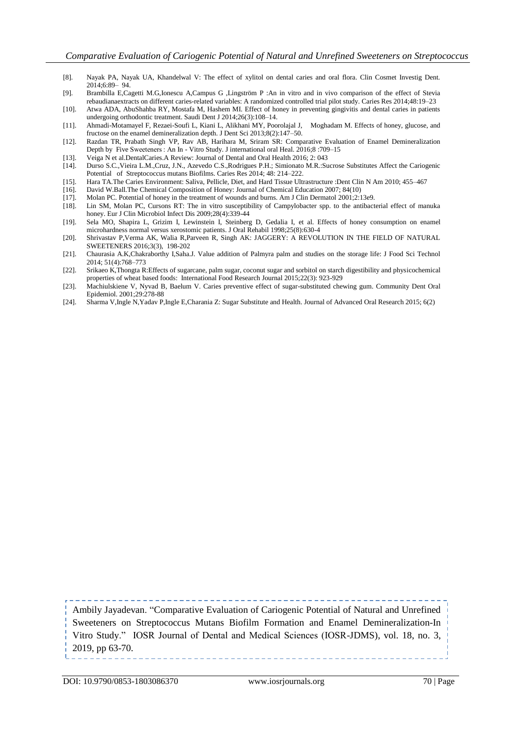[8]. Nayak PA, Nayak UA, Khandelwal V: The effect of xylitol on dental caries and oral flora. Clin Cosmet Investig Dent. 2014;6:89– 94.

[9]. Brambilla E,Cagetti M.G,Ionescu A,Campus G ,Lingström P :An in vitro and in vivo comparison of the effect of Stevia rebaudianaextracts on different caries-related variables: A randomized controlled trial pilot study. Caries Res 2014;48:19–23

[10]. Atwa ADA, AbuShahba RY, Mostafa M, Hashem MI. Effect of honey in preventing gingivitis and dental caries in patients undergoing orthodontic treatment. Saudi Dent J 2014;26(3):108–14.

[11]. Ahmadi-Motamayel F, Rezaei-Soufi L, Kiani L, Alikhani MY, Poorolajal J, Moghadam M. Effects of honey, glucose, and fructose on the enamel demineralization depth. J Dent Sci 2013;8(2):147–50.

[12]. Razdan TR, Prabath Singh VP, Rav AB, Harihara M, Sriram SR: Comparative Evaluation of Enamel Demineralization Depth by Five Sweeteners : An In - Vitro Study. J international oral Heal. 2016;8 :709–15

[13]. Veiga N et al.DentalCaries.A Review: Journal of Dental and Oral Health 2016; 2: 043

[14]. Durso S.C.,Vieira L.M.,Cruz, J.N., Azevedo C.S.,Rodrigues P.H.; Simionato M.R.:Sucrose Substitutes Affect the Cariogenic Potential of Streptococcus mutans Biofilms. Caries Res 2014; 48: 214–222.

[15]. Hara TA.The Caries Environment: Saliva, Pellicle, Diet, and Hard Tissue Ultrastructure :Dent Clin N Am 2010; 455–467

[16]. David W.Ball.The Chemical Composition of Honey: Journal of Chemical Education 2007; 84(10)

[17]. Molan PC. Potential of honey in the treatment of wounds and burns. Am J Clin Dermatol 2001;2:13e9.

[18]. Lin SM, Molan PC, Cursons RT: The in vitro susceptibility of Campylobacter spp. to the antibacterial effect of manuka honey. Eur J Clin Microbiol Infect Dis 2009;28(4):339-44

[19]. Sela MO, Shapira L, Grizim I, Lewinstein I, Steinberg D, Gedalia I, et al. Effects of honey consumption on enamel microhardness normal versus xerostomic patients. J Oral Rehabil 1998;25(8):630-4

[20]. Shrivastav P,Verma AK, Walia R,Parveen R, Singh AK: JAGGERY: A REVOLUTION IN THE FIELD OF NATURAL SWEETENERS 2016;3(3), 198-202

[21]. Chaurasia A.K,Chakraborthy I,Saha.J. Value addition of Palmyra palm and studies on the storage life: J Food Sci Technol 2014; 51(4):768–773

[22]. Srikaeo K,Thongta R:Effects of sugarcane, palm sugar, coconut sugar and sorbitol on starch digestibility and physicochemical properties of wheat based foods: International Food Research Journal 2015;22(3): 923-929

[23]. Machiulskiene V, Nyvad B, Baelum V. Caries preventive effect of sugar-substituted chewing gum. Community Dent Oral Epidemiol. 2001;29:278-88

[24]. Sharma V,Ingle N,Yadav P,Ingle E,Charania Z: Sugar Substitute and Health. Journal of Advanced Oral Research 2015; 6(2)

Ambily Jayadevan. "Comparative Evaluation of Cariogenic Potential of Natural and Unrefined Sweeteners on Streptococcus Mutans Biofilm Formation and Enamel Demineralization-In Vitro Study." IOSR Journal of Dental and Medical Sciences (IOSR-JDMS), vol. 18, no. 3, 2019, pp 63-70.